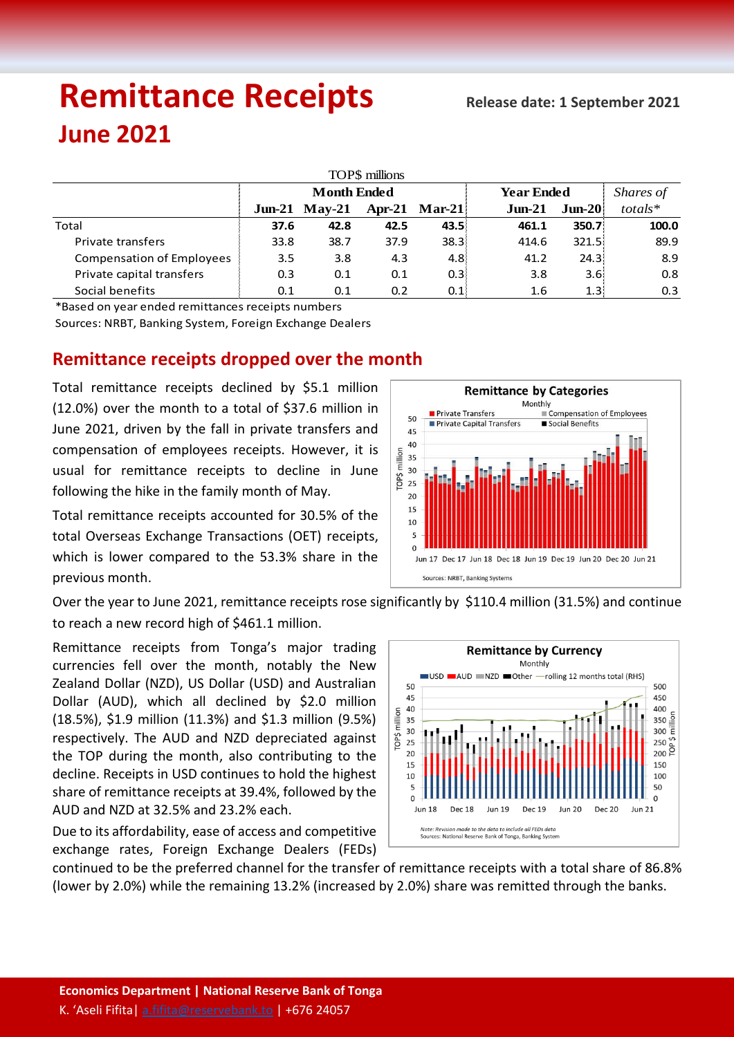# Remittance Receipts

## June 2021

**Release date: 1 September 2021**

TOP$ millions

| | Month Ended | | | | Year Ended | | Shares of |
|---|---|---|---|---|---|---|---|
| | **Jun-21** | **May-21** | **Apr-21** | **Mar-21** | **Jun-21** | **Jun-20** | *totals** |
| Total | **37.6** | **42.8** | **42.5** | **43.5** | **461.1** | **350.7** | **100.0** |
| Private transfers | 33.8 | 38.7 | 37.9 | 38.3 | 414.6 | 321.5 | 89.9 |
| Compensation of Employees | 3.5 | 3.8 | 4.3 | 4.8 | 41.2 | 24.3 | 8.9 |
| Private capital transfers | 0.3 | 0.1 | 0.1 | 0.3 | 3.8 | 3.6 | 0.8 |
| Social benefits | 0.1 | 0.1 | 0.2 | 0.1 | 1.6 | 1.3 | 0.3 |

*Based on year ended remittances receipts numbers

Sources: NRBT, Banking System, Foreign Exchange Dealers

## Remittance receipts dropped over the month

Total remittance receipts declined by $5.1 million (12.0%) over the month to a total of $37.6 million in June 2021, driven by the fall in private transfers and compensation of employees receipts. However, it is usual for remittance receipts to decline in June following the hike in the family month of May.

Total remittance receipts accounted for 30.5% of the total Overseas Exchange Transactions (OET) receipts, which is lower compared to the 53.3% share in the previous month.

Over the year to June 2021, remittance receipts rose significantly by $110.4 million (31.5%) and continue to reach a new record high of $461.1 million.

Remittance receipts from Tonga's major trading currencies fell over the month, notably the New Zealand Dollar (NZD), US Dollar (USD) and Australian Dollar (AUD), which all declined by $2.0 million (18.5%), $1.9 million (11.3%) and $1.3 million (9.5%) respectively. The AUD and NZD depreciated against the TOP during the month, also contributing to the decline. Receipts in USD continues to hold the highest share of remittance receipts at 39.4%, followed by the AUD and NZD at 32.5% and 23.2% each.

Due to its affordability, ease of access and competitive exchange rates, Foreign Exchange Dealers (FEDs) continued to be the preferred channel for the transfer of remittance receipts with a total share of 86.8% (lower by 2.0%) while the remaining 13.2% (increased by 2.0%) share was remitted through the banks.

**Economics Department | National Reserve Bank of Tonga**

K. 'Aseli Fifita| a.fifita@reservebank.to | +676 24057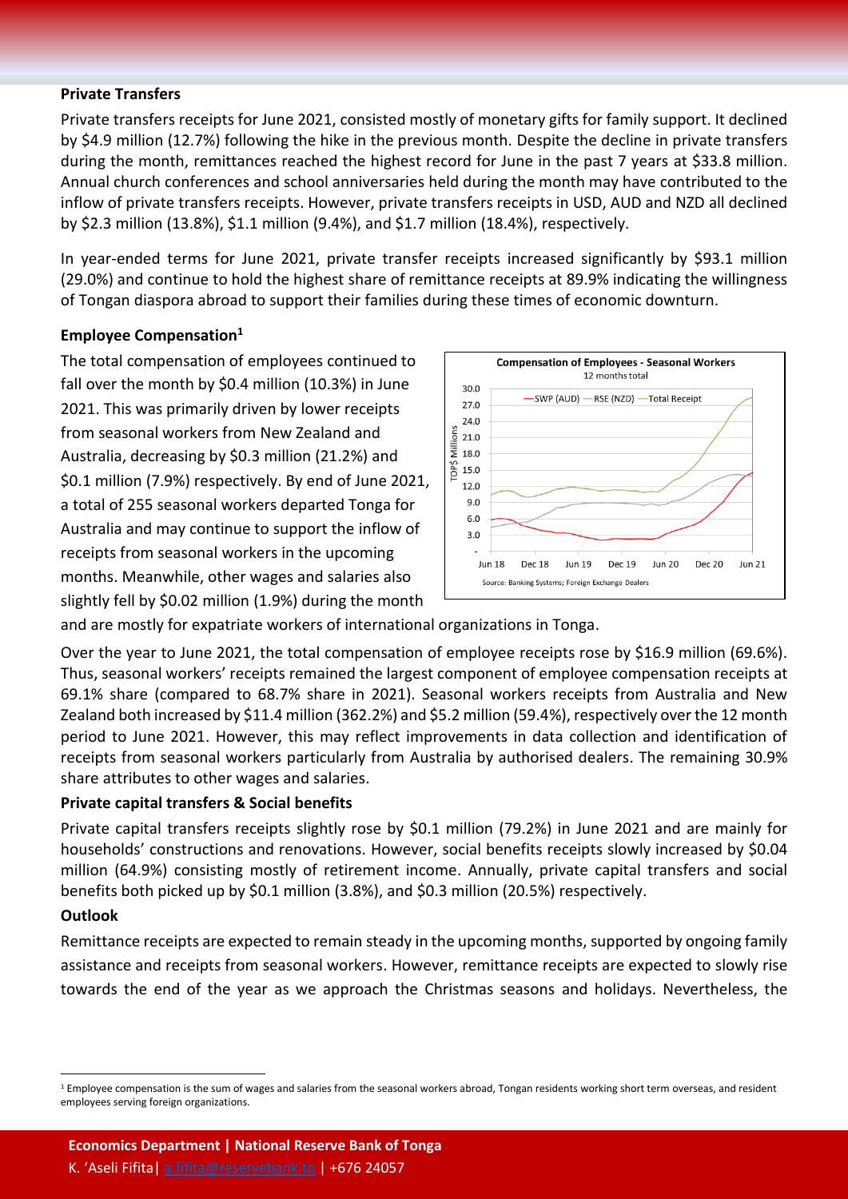**Private Transfers**

Private transfers receipts for June 2021, consisted mostly of monetary gifts for family support. It declined by $4.9 million (12.7%) following the hike in the previous month. Despite the decline in private transfers during the month, remittances reached the highest record for June in the past 7 years at $33.8 million. Annual church conferences and school anniversaries held during the month may have contributed to the inflow of private transfers receipts. However, private transfers receipts in USD, AUD and NZD all declined by $2.3 million (13.8%), $1.1 million (9.4%), and $1.7 million (18.4%), respectively.

In year-ended terms for June 2021, private transfer receipts increased significantly by $93.1 million (29.0%) and continue to hold the highest share of remittance receipts at 89.9% indicating the willingness of Tongan diaspora abroad to support their families during these times of economic downturn.

**Employee Compensation[1]**

The total compensation of employees continued to fall over the month by $0.4 million (10.3%) in June 2021. This was primarily driven by lower receipts from seasonal workers from New Zealand and Australia, decreasing by $0.3 million (21.2%) and $0.1 million (7.9%) respectively. By end of June 2021, a total of 255 seasonal workers departed Tonga for Australia and may continue to support the inflow of receipts from seasonal workers in the upcoming months. Meanwhile, other wages and salaries also slightly fell by $0.02 million (1.9%) during the month and are mostly for expatriate workers of international organizations in Tonga.

Over the year to June 2021, the total compensation of employee receipts rose by $16.9 million (69.6%). Thus, seasonal workers' receipts remained the largest component of employee compensation receipts at 69.1% share (compared to 68.7% share in 2021). Seasonal workers receipts from Australia and New Zealand both increased by $11.4 million (362.2%) and $5.2 million (59.4%), respectively over the 12 month period to June 2021. However, this may reflect improvements in data collection and identification of receipts from seasonal workers particularly from Australia by authorised dealers. The remaining 30.9% share attributes to other wages and salaries.

**Private capital transfers & Social benefits**

Private capital transfers receipts slightly rose by $0.1 million (79.2%) in June 2021 and are mainly for households' constructions and renovations. However, social benefits receipts slowly increased by $0.04 million (64.9%) consisting mostly of retirement income. Annually, private capital transfers and social benefits both picked up by $0.1 million (3.8%), and $0.3 million (20.5%) respectively.

**Outlook**

Remittance receipts are expected to remain steady in the upcoming months, supported by ongoing family assistance and receipts from seasonal workers. However, remittance receipts are expected to slowly rise towards the end of the year as we approach the Christmas seasons and holidays. Nevertheless, the

[1] Employee compensation is the sum of wages and salaries from the seasonal workers abroad, Tongan residents working short term overseas, and resident employees serving foreign organizations.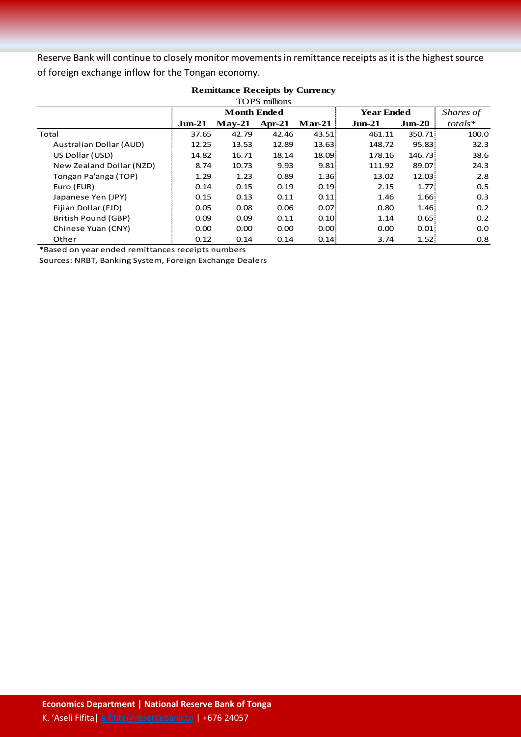Reserve Bank will continue to closely monitor movements in remittance receipts as it is the highest source of foreign exchange inflow for the Tongan economy.

**Remittance Receipts by Currency**

TOP$ millions

| | Month Ended | | | | Year Ended | | *Shares of* |
|---|---|---|---|---|---|---|---|
| | **Jun-21** | **May-21** | **Apr-21** | **Mar-21** | **Jun-21** | **Jun-20** | *totals** |
| Total | 37.65 | 42.79 | 42.46 | 43.51 | 461.11 | 350.71 | 100.0 |
| Australian Dollar (AUD) | 12.25 | 13.53 | 12.89 | 13.63 | 148.72 | 95.83 | 32.3 |
| US Dollar (USD) | 14.82 | 16.71 | 18.14 | 18.09 | 178.16 | 146.73 | 38.6 |
| New Zealand Dollar (NZD) | 8.74 | 10.73 | 9.93 | 9.81 | 111.92 | 89.07 | 24.3 |
| Tongan Pa'anga (TOP) | 1.29 | 1.23 | 0.89 | 1.36 | 13.02 | 12.03 | 2.8 |
| Euro (EUR) | 0.14 | 0.15 | 0.19 | 0.19 | 2.15 | 1.77 | 0.5 |
| Japanese Yen (JPY) | 0.15 | 0.13 | 0.11 | 0.11 | 1.46 | 1.66 | 0.3 |
| Fijian Dollar (FJD) | 0.05 | 0.08 | 0.06 | 0.07 | 0.80 | 1.46 | 0.2 |
| British Pound (GBP) | 0.09 | 0.09 | 0.11 | 0.10 | 1.14 | 0.65 | 0.2 |
| Chinese Yuan (CNY) | 0.00 | 0.00 | 0.00 | 0.00 | 0.00 | 0.01 | 0.0 |
| Other | 0.12 | 0.14 | 0.14 | 0.14 | 3.74 | 1.52 | 0.8 |

*Based on year ended remittances receipts numbers

Sources: NRBT, Banking System, Foreign Exchange Dealers

**Economics Department | National Reserve Bank of Tonga**

K. ʻAseli Fifita| a.fifita@reservebank.to | +676 24057